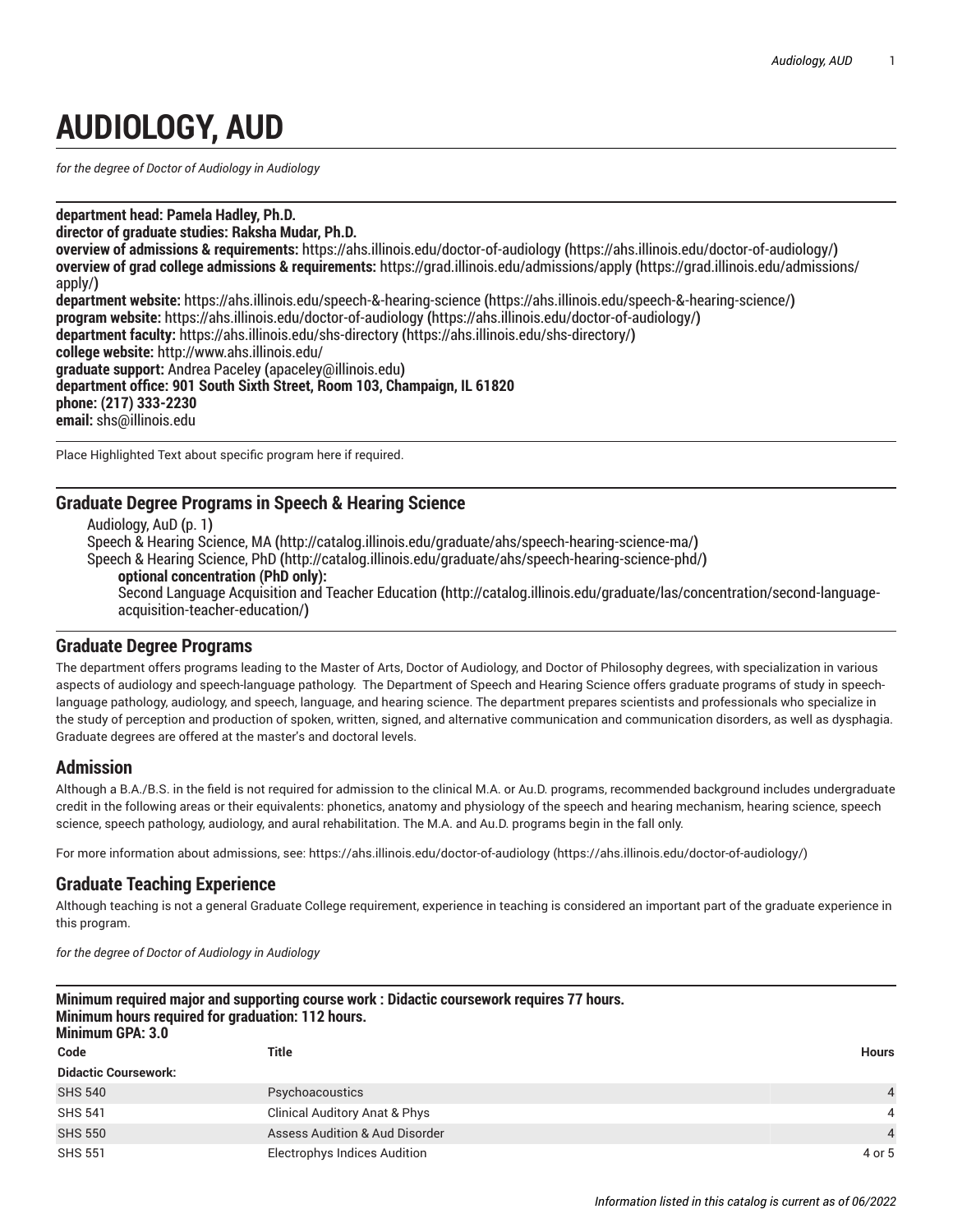# AUDIOLOGY, AUD

*for the degree of Doctor of Audiology in Audiology*

**department head: Pamela Hadley, Ph.D.**
**director of graduate studies: Raksha Mudar, Ph.D.**
**overview of admissions & requirements:** https://ahs.illinois.edu/doctor-of-audiology **(**https://ahs.illinois.edu/doctor-of-audiology/**)**
**overview of grad college admissions & requirements:** https://grad.illinois.edu/admissions/apply **(**https://grad.illinois.edu/admissions/apply/**)**
**department website:** https://ahs.illinois.edu/speech-&-hearing-science **(**https://ahs.illinois.edu/speech-&-hearing-science/**)**
**program website:** https://ahs.illinois.edu/doctor-of-audiology **(**https://ahs.illinois.edu/doctor-of-audiology/**)**
**department faculty:** https://ahs.illinois.edu/shs-directory **(**https://ahs.illinois.edu/shs-directory/**)**
**college website:** http://www.ahs.illinois.edu/
**graduate support:** Andrea Paceley **(**apaceley@illinois.edu**)**
**department office: 901 South Sixth Street, Room 103, Champaign, IL 61820**
**phone: (217) 333-2230**
**email:** shs@illinois.edu

Place Highlighted Text about specific program here if required.

## Graduate Degree Programs in Speech & Hearing Science

Audiology, AuD **(**p. 1**)**
Speech & Hearing Science, MA **(**http://catalog.illinois.edu/graduate/ahs/speech-hearing-science-ma/**)**
Speech & Hearing Science, PhD **(**http://catalog.illinois.edu/graduate/ahs/speech-hearing-science-phd/**)**
**optional concentration (PhD only):**
Second Language Acquisition and Teacher Education **(**http://catalog.illinois.edu/graduate/las/concentration/second-language-acquisition-teacher-education/**)**

## Graduate Degree Programs

The department offers programs leading to the Master of Arts, Doctor of Audiology, and Doctor of Philosophy degrees, with specialization in various aspects of audiology and speech-language pathology. The Department of Speech and Hearing Science offers graduate programs of study in speech-language pathology, audiology, and speech, language, and hearing science. The department prepares scientists and professionals who specialize in the study of perception and production of spoken, written, signed, and alternative communication and communication disorders, as well as dysphagia. Graduate degrees are offered at the master's and doctoral levels.

## Admission

Although a B.A./B.S. in the field is not required for admission to the clinical M.A. or Au.D. programs, recommended background includes undergraduate credit in the following areas or their equivalents: phonetics, anatomy and physiology of the speech and hearing mechanism, hearing science, speech science, speech pathology, audiology, and aural rehabilitation. The M.A. and Au.D. programs begin in the fall only.

For more information about admissions, see: https://ahs.illinois.edu/doctor-of-audiology (https://ahs.illinois.edu/doctor-of-audiology/)

## Graduate Teaching Experience

Although teaching is not a general Graduate College requirement, experience in teaching is considered an important part of the graduate experience in this program.

*for the degree of Doctor of Audiology in Audiology*

**Minimum required major and supporting course work : Didactic coursework requires 77 hours.**
**Minimum hours required for graduation: 112 hours.**
**Minimum GPA: 3.0**

| Code | Title | Hours |
|---|---|---|
| **Didactic Coursework:** | | |
| SHS 540 | Psychoacoustics | 4 |
| SHS 541 | Clinical Auditory Anat & Phys | 4 |
| SHS 550 | Assess Audition & Aud Disorder | 4 |
| SHS 551 | Electrophys Indices Audition | 4 or 5 |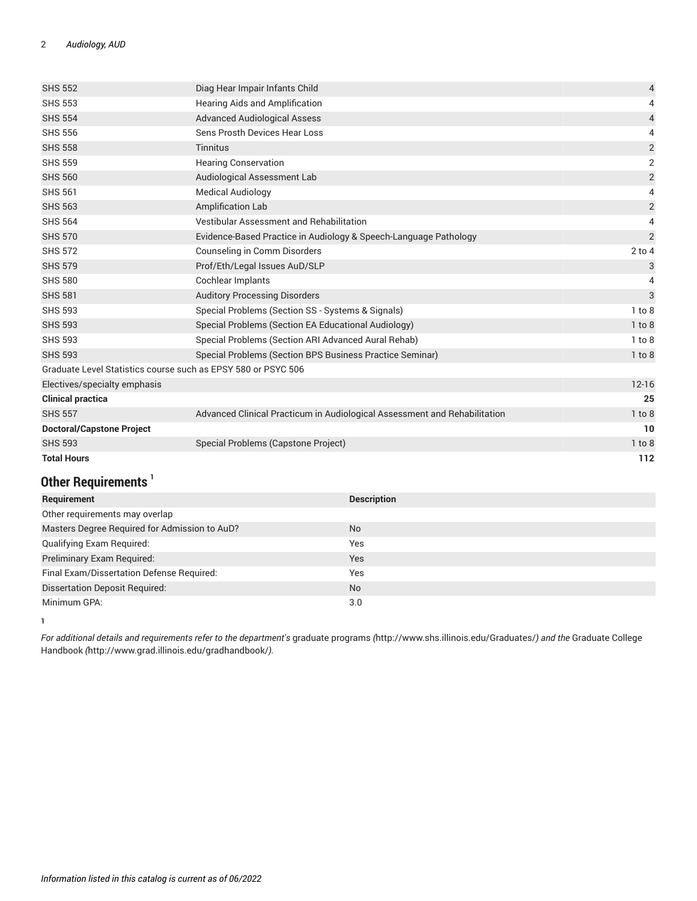| | | |
|---|---|---|
| SHS 552 | Diag Hear Impair Infants Child | 4 |
| SHS 553 | Hearing Aids and Amplification | 4 |
| SHS 554 | Advanced Audiological Assess | 4 |
| SHS 556 | Sens Prosth Devices Hear Loss | 4 |
| SHS 558 | Tinnitus | 2 |
| SHS 559 | Hearing Conservation | 2 |
| SHS 560 | Audiological Assessment Lab | 2 |
| SHS 561 | Medical Audiology | 4 |
| SHS 563 | Amplification Lab | 2 |
| SHS 564 | Vestibular Assessment and Rehabilitation | 4 |
| SHS 570 | Evidence-Based Practice in Audiology & Speech-Language Pathology | 2 |
| SHS 572 | Counseling in Comm Disorders | 2 to 4 |
| SHS 579 | Prof/Eth/Legal Issues AuD/SLP | 3 |
| SHS 580 | Cochlear Implants | 4 |
| SHS 581 | Auditory Processing Disorders | 3 |
| SHS 593 | Special Problems (Section SS - Systems & Signals) | 1 to 8 |
| SHS 593 | Special Problems (Section EA Educational Audiology) | 1 to 8 |
| SHS 593 | Special Problems (Section ARI Advanced Aural Rehab) | 1 to 8 |
| SHS 593 | Special Problems (Section BPS Business Practice Seminar) | 1 to 8 |
| Graduate Level Statistics course such as EPSY 580 or PSYC 506 | | |
| Electives/specialty emphasis | | 12-16 |
| **Clinical practica** | | **25** |
| SHS 557 | Advanced Clinical Practicum in Audiological Assessment and Rehabilitation | 1 to 8 |
| **Doctoral/Capstone Project** | | **10** |
| SHS 593 | Special Problems (Capstone Project) | 1 to 8 |
| **Total Hours** | | **112** |

## Other Requirements [1]

| Requirement | Description |
|---|---|
| Other requirements may overlap | |
| Masters Degree Required for Admission to AuD? | No |
| Qualifying Exam Required: | Yes |
| Preliminary Exam Required: | Yes |
| Final Exam/Dissertation Defense Required: | Yes |
| Dissertation Deposit Required: | No |
| Minimum GPA: | 3.0 |

1

*For additional details and requirements refer to the department's* graduate programs *(*http://www.shs.illinois.edu/Graduates/*) and the* Graduate College Handbook *(*http://www.grad.illinois.edu/gradhandbook/*).*

*Information listed in this catalog is current as of 06/2022*